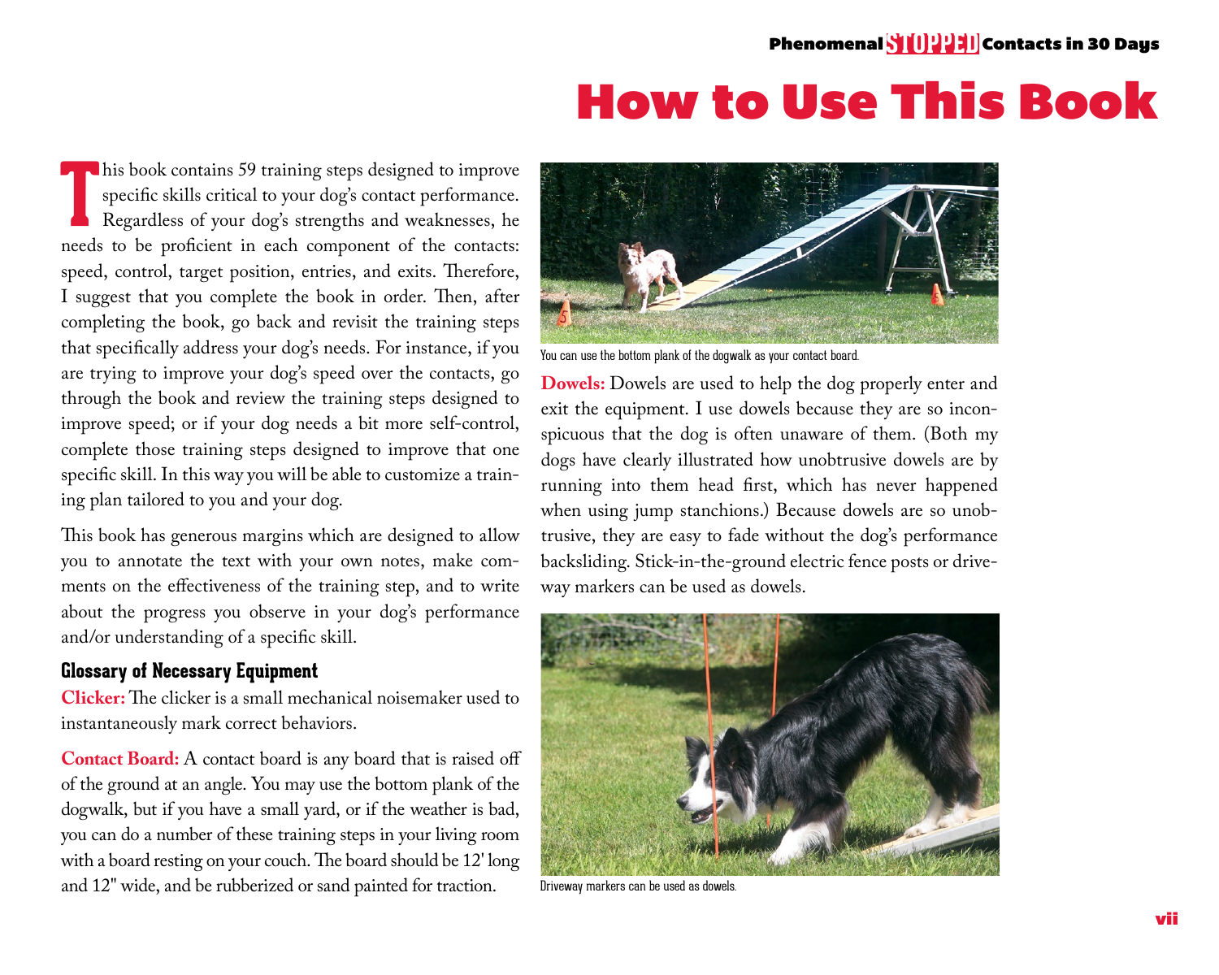# How to Use This Book

This book contains 59 training steps designed to improve specific skills critical to your dog's contact performance. Regardless of your dog's strengths and weaknesses, he needs to be proficient in each component of the contacts: speed, control, target position, entries, and exits. Therefore, I suggest that you complete the book in order. Then, after completing the book, go back and revisit the training steps that specifically address your dog's needs. For instance, if you are trying to improve your dog's speed over the contacts, go through the book and review the training steps designed to improve speed; or if your dog needs a bit more self-control, complete those training steps designed to improve that one specific skill. In this way you will be able to customize a training plan tailored to you and your dog.

This book has generous margins which are designed to allow you to annotate the text with your own notes, make comments on the effectiveness of the training step, and to write about the progress you observe in your dog's performance and/or understanding of a specific skill.

### Glossary of Necessary Equipment

**Clicker:** The clicker is a small mechanical noisemaker used to instantaneously mark correct behaviors.

**Contact Board:** A contact board is any board that is raised off of the ground at an angle. You may use the bottom plank of the dogwalk, but if you have a small yard, or if the weather is bad, you can do a number of these training steps in your living room with a board resting on your couch. The board should be 12' long and 12" wide, and be rubberized or sand painted for traction.

You can use the bottom plank of the dogwalk as your contact board.

**Dowels:** Dowels are used to help the dog properly enter and exit the equipment. I use dowels because they are so inconspicuous that the dog is often unaware of them. (Both my dogs have clearly illustrated how unobtrusive dowels are by running into them head first, which has never happened when using jump stanchions.) Because dowels are so unobtrusive, they are easy to fade without the dog's performance backsliding. Stick-in-the-ground electric fence posts or driveway markers can be used as dowels.

Driveway markers can be used as dowels.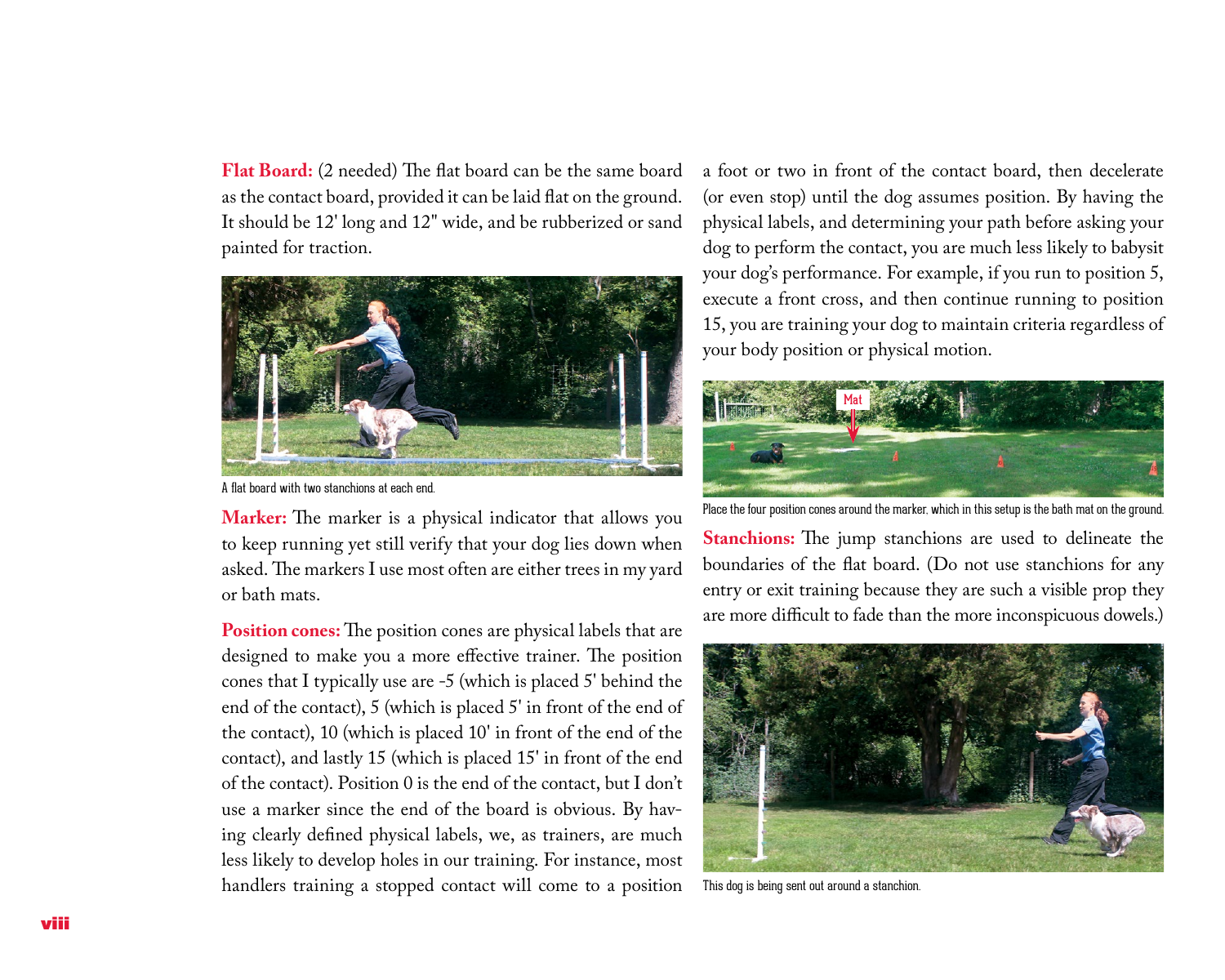**Flat Board:** (2 needed) The flat board can be the same board as the contact board, provided it can be laid flat on the ground. It should be 12' long and 12" wide, and be rubberized or sand painted for traction.

A flat board with two stanchions at each end.

**Marker:** The marker is a physical indicator that allows you to keep running yet still verify that your dog lies down when asked. The markers I use most often are either trees in my yard or bath mats.

**Position cones:** The position cones are physical labels that are designed to make you a more effective trainer. The position cones that I typically use are -5 (which is placed 5' behind the end of the contact), 5 (which is placed 5' in front of the end of the contact), 10 (which is placed 10' in front of the end of the contact), and lastly 15 (which is placed 15' in front of the end of the contact). Position 0 is the end of the contact, but I don't use a marker since the end of the board is obvious. By having clearly defined physical labels, we, as trainers, are much less likely to develop holes in our training. For instance, most handlers training a stopped contact will come to a position a foot or two in front of the contact board, then decelerate (or even stop) until the dog assumes position. By having the physical labels, and determining your path before asking your dog to perform the contact, you are much less likely to babysit your dog's performance. For example, if you run to position 5, execute a front cross, and then continue running to position 15, you are training your dog to maintain criteria regardless of your body position or physical motion.

Place the four position cones around the marker, which in this setup is the bath mat on the ground.

**Stanchions:** The jump stanchions are used to delineate the boundaries of the flat board. (Do not use stanchions for any entry or exit training because they are such a visible prop they are more difficult to fade than the more inconspicuous dowels.)

This dog is being sent out around a stanchion.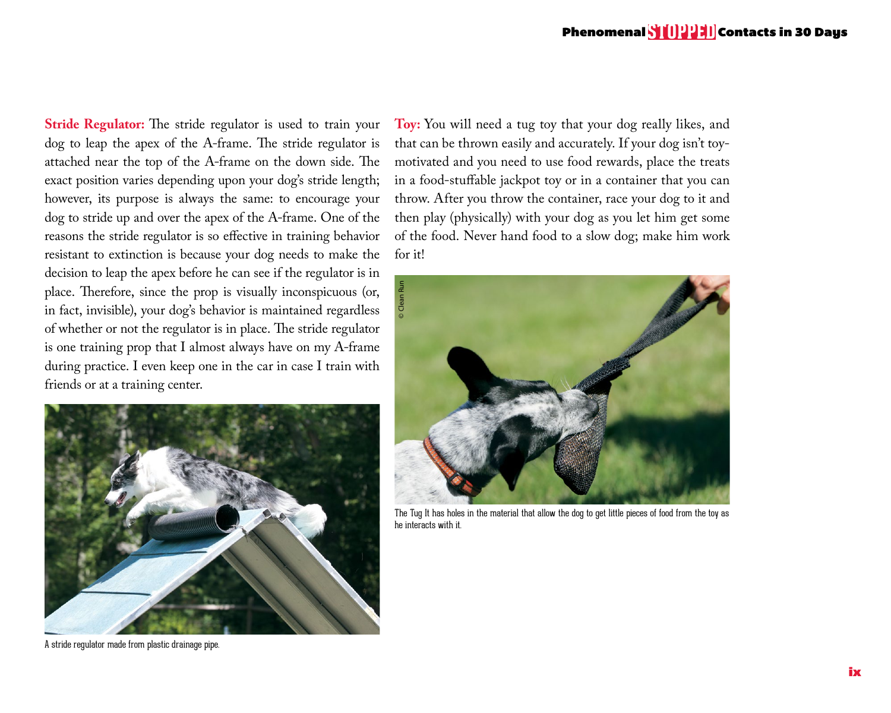**Stride Regulator:** The stride regulator is used to train your dog to leap the apex of the A-frame. The stride regulator is attached near the top of the A-frame on the down side. The exact position varies depending upon your dog's stride length; however, its purpose is always the same: to encourage your dog to stride up and over the apex of the A-frame. One of the reasons the stride regulator is so effective in training behavior resistant to extinction is because your dog needs to make the decision to leap the apex before he can see if the regulator is in place. Therefore, since the prop is visually inconspicuous (or, in fact, invisible), your dog's behavior is maintained regardless of whether or not the regulator is in place. The stride regulator is one training prop that I almost always have on my A-frame during practice. I even keep one in the car in case I train with friends or at a training center.

A stride regulator made from plastic drainage pipe.

**Toy:** You will need a tug toy that your dog really likes, and that can be thrown easily and accurately. If your dog isn't toy-motivated and you need to use food rewards, place the treats in a food-stuffable jackpot toy or in a container that you can throw. After you throw the container, race your dog to it and then play (physically) with your dog as you let him get some of the food. Never hand food to a slow dog; make him work for it!

© Clean Run

The Tug It has holes in the material that allow the dog to get little pieces of food from the toy as he interacts with it.